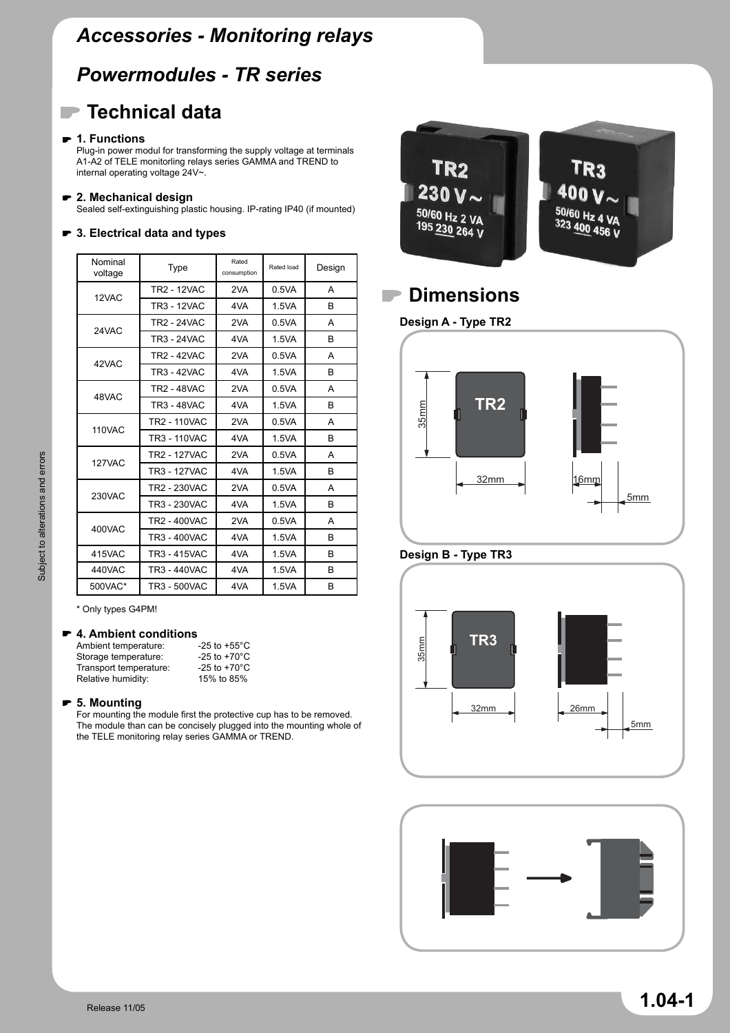# Accessories - Monitoring relays

## Powermodules - TR series

## Technical data

### 1. Functions

Plug-in power modul for transforming the supply voltage at terminals A1-A2 of TELE monitorling relays series GAMMA and TREND to internal operating voltage 24V~.

### 2. Mechanical design

Sealed self-extinguishing plastic housing. IP-rating IP40 (if mounted)

### 3. Electrical data and types

| Nominal voltage | Type | Rated consumption | Rated load | Design |
|---|---|---|---|---|
| 12VAC | TR2 - 12VAC | 2VA | 0.5VA | A |
| | TR3 - 12VAC | 4VA | 1.5VA | B |
| 24VAC | TR2 - 24VAC | 2VA | 0.5VA | A |
| | TR3 - 24VAC | 4VA | 1.5VA | B |
| 42VAC | TR2 - 42VAC | 2VA | 0.5VA | A |
| | TR3 - 42VAC | 4VA | 1.5VA | B |
| 48VAC | TR2 - 48VAC | 2VA | 0.5VA | A |
| | TR3 - 48VAC | 4VA | 1.5VA | B |
| 110VAC | TR2 - 110VAC | 2VA | 0.5VA | A |
| | TR3 - 110VAC | 4VA | 1.5VA | B |
| 127VAC | TR2 - 127VAC | 2VA | 0.5VA | A |
| | TR3 - 127VAC | 4VA | 1.5VA | B |
| 230VAC | TR2 - 230VAC | 2VA | 0.5VA | A |
| | TR3 - 230VAC | 4VA | 1.5VA | B |
| 400VAC | TR2 - 400VAC | 2VA | 0.5VA | A |
| | TR3 - 400VAC | 4VA | 1.5VA | B |
| 415VAC | TR3 - 415VAC | 4VA | 1.5VA | B |
| 440VAC | TR3 - 440VAC | 4VA | 1.5VA | B |
| 500VAC* | TR3 - 500VAC | 4VA | 1.5VA | B |

\* Only types G4PM!

### 4. Ambient conditions

Ambient temperature: -25 to +55°C
Storage temperature: -25 to +70°C
Transport temperature: -25 to +70°C
Relative humidity: 15% to 85%

### 5. Mounting

For mounting the module first the protective cup has to be removed. The module than can be concisely plugged into the mounting whole of the TELE monitoring relay series GAMMA or TREND.

## Dimensions

**Design A - Type TR2**

**Design B - Type TR3**

Subject to alterations and errors

Release 11/05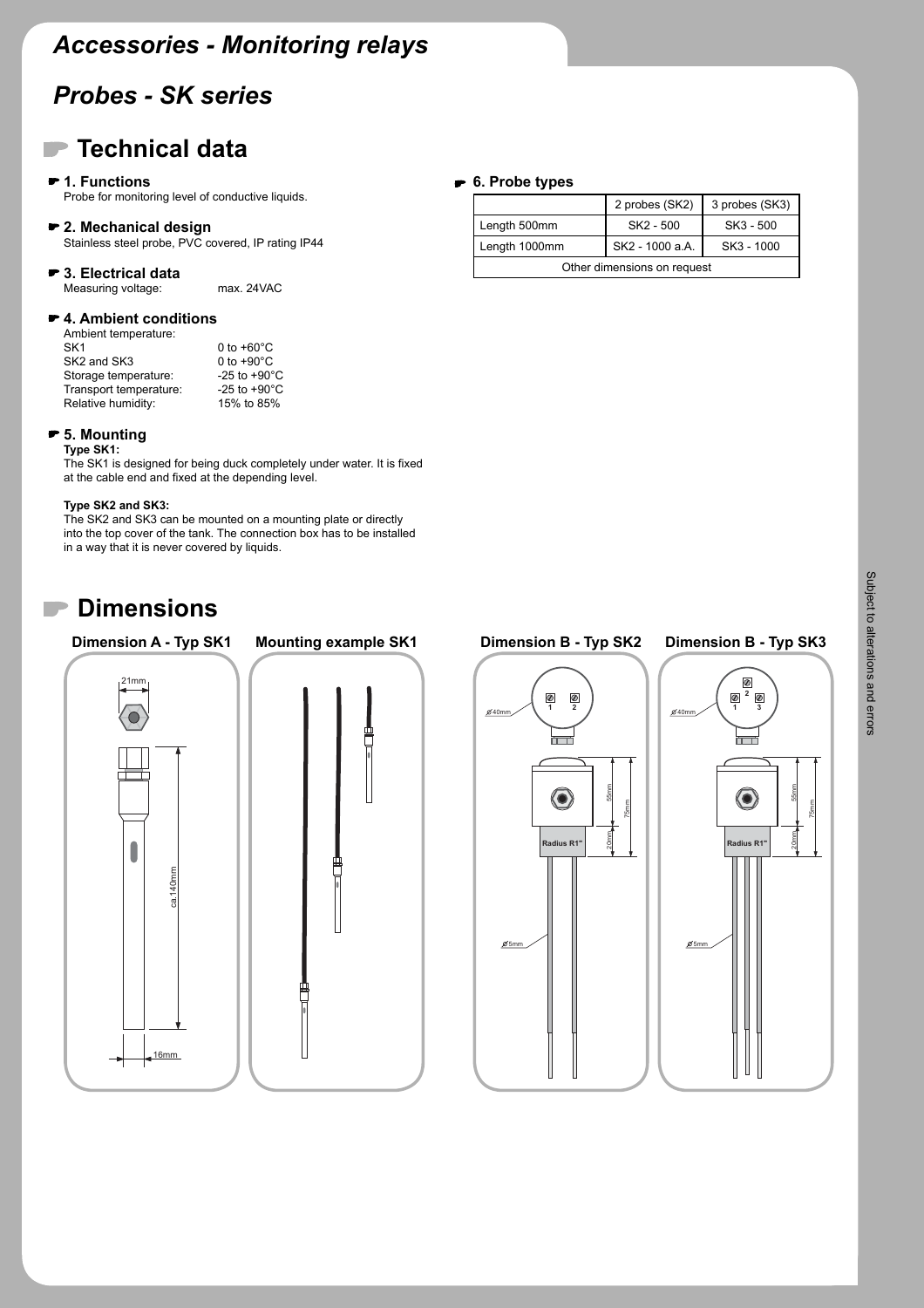# Accessories - Monitoring relays

## Probes - SK series

## Technical data

### 1. Functions

Probe for monitoring level of conductive liquids.

### 2. Mechanical design

Stainless steel probe, PVC covered, IP rating IP44

### 3. Electrical data

Measuring voltage: max. 24VAC

### 4. Ambient conditions

| | |
|---|---|
| Ambient temperature: | |
| SK1 | 0 to +60°C |
| SK2 and SK3 | 0 to +90°C |
| Storage temperature: | -25 to +90°C |
| Transport temperature: | -25 to +90°C |
| Relative humidity: | 15% to 85% |

### 5. Mounting

**Type SK1:**

The SK1 is designed for being duck completely under water. It is fixed at the cable end and fixed at the depending level.

**Type SK2 and SK3:**

The SK2 and SK3 can be mounted on a mounting plate or directly into the top cover of the tank. The connection box has to be installed in a way that it is never covered by liquids.

### 6. Probe types

| | 2 probes (SK2) | 3 probes (SK3) |
|---|---|---|
| Length 500mm | SK2 - 500 | SK3 - 500 |
| Length 1000mm | SK2 - 1000 a.A. | SK3 - 1000 |
| Other dimensions on request | | |

## Dimensions

**Dimension A - Typ SK1**

21mm, ca.140mm, 16mm

**Mounting example SK1**

**Dimension B - Typ SK2**

Ø40mm, 1, 2, 55mm, 75mm, 20mm, Radius R1", Ø5mm

**Dimension B - Typ SK3**

Ø40mm, 1, 2, 3, 55mm, 75mm, 20mm, Radius R1", Ø5mm

Subject to alterations and errors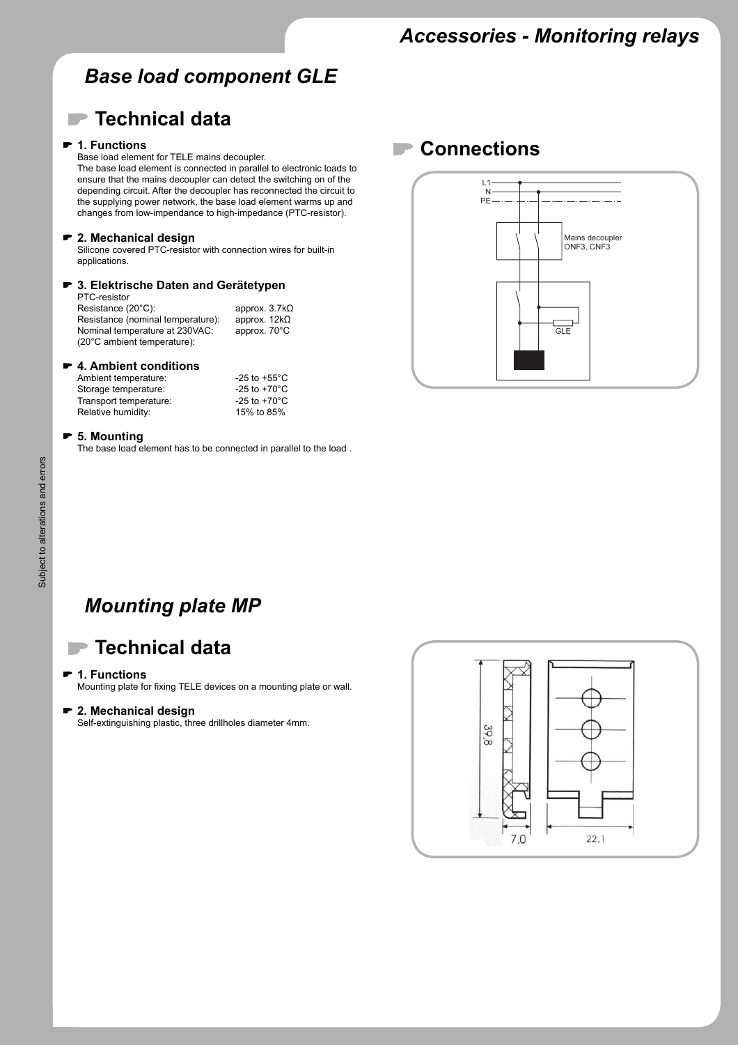## Base load component GLE

### Technical data

**1. Functions**

Base load element for TELE mains decoupler.
The base load element is connected in parallel to electronic loads to ensure that the mains decoupler can detect the switching on of the depending circuit. After the decoupler has reconnected the circuit to the supplying power network, the base load element warms up and changes from low-impendance to high-impedance (PTC-resistor).

**2. Mechanical design**

Silicone covered PTC-resistor with connection wires for built-in applications.

**3. Elektrische Daten and Gerätetypen**

PTC-resistor

| | |
|---|---|
| Resistance (20°C): | approx. 3.7kΩ |
| Resistance (nominal temperature): | approx. 12kΩ |
| Nominal temperature at 230VAC: (20°C ambient temperature): | approx. 70°C |

**4. Ambient conditions**

| | |
|---|---|
| Ambient temperature: | -25 to +55°C |
| Storage temperature: | -25 to +70°C |
| Transport temperature: | -25 to +70°C |
| Relative humidity: | 15% to 85% |

**5. Mounting**

The base load element has to be connected in parallel to the load .

### Connections

L1
N
PE

Mains decoupler ONF3, CNF3

GLE

## Mounting plate MP

### Technical data

**1. Functions**

Mounting plate for fixing TELE devices on a mounting plate or wall.

**2. Mechanical design**

Self-extinguishing plastic, three drillholes diameter 4mm.

39,8

7,0

22,1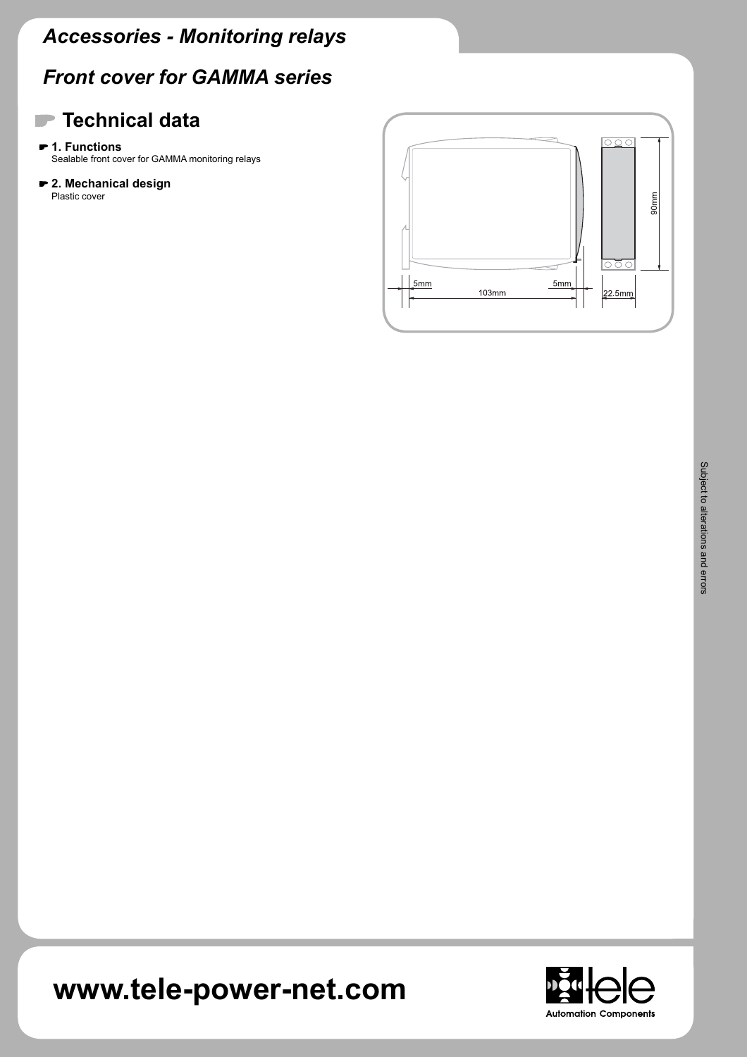# Accessories - Monitoring relays

## Front cover for GAMMA series

### Technical data

**1. Functions**
Sealable front cover for GAMMA monitoring relays

**2. Mechanical design**
Plastic cover

5mm
103mm
5mm
90mm
22.5mm

Subject to alterations and errors

www.tele-power-net.com